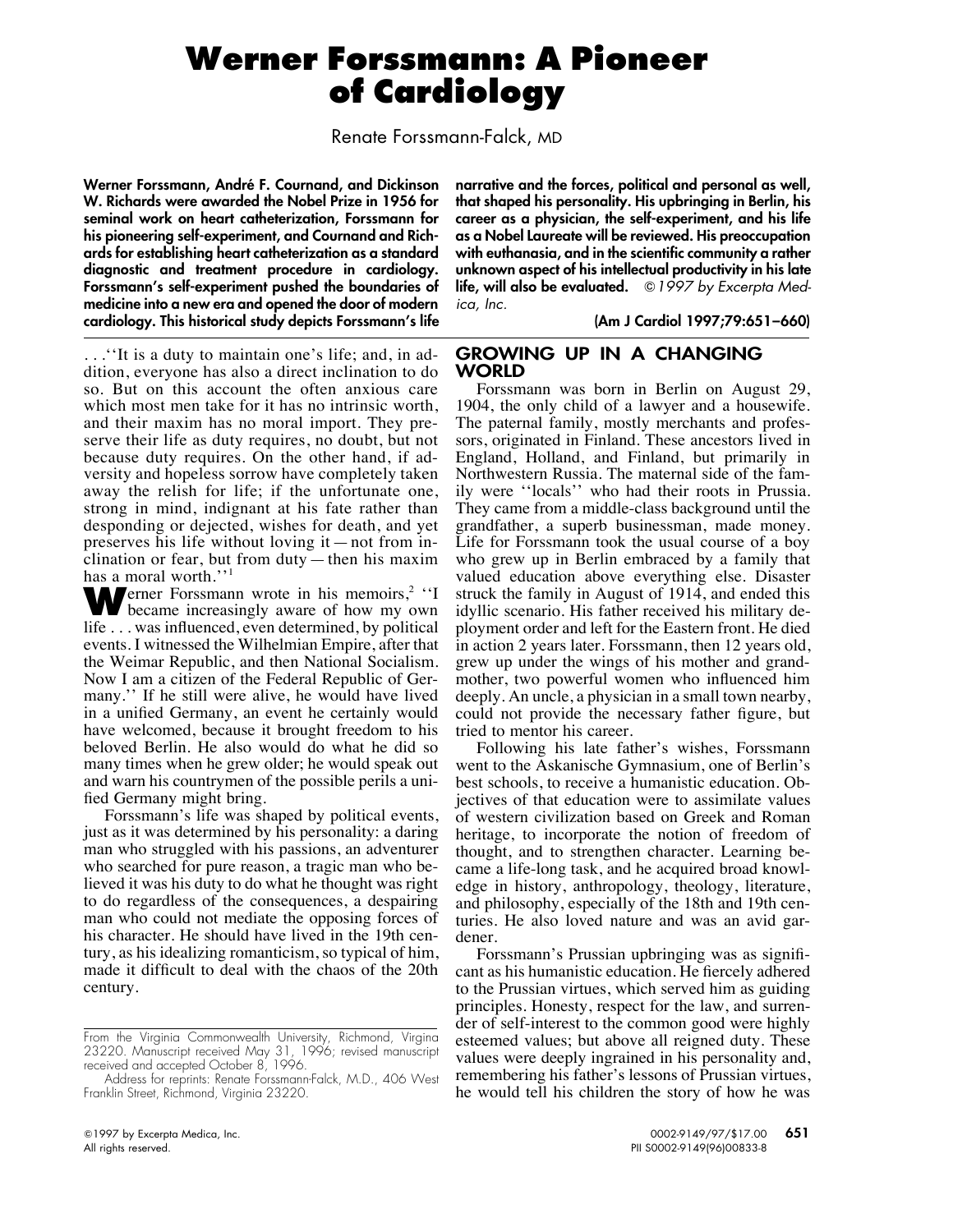# Werner Forssmann: A Pioneer of Cardiology

Renate Forssmann-Falck, MD

**Werner Forssmann, André F. Cournand, and Dickinson W. Richards were awarded the Nobel Prize in 1956 for seminal work on heart catheterization, Forssmann for his pioneering self-experiment, and Cournand and Richards for establishing heart catheterization as a standard diagnostic and treatment procedure in cardiology. Forssmann's self-experiment pushed the boundaries of medicine into a new era and opened the door of modern cardiology. This historical study depicts Forssmann's life narrative and the forces, political and personal as well, that shaped his personality. His upbringing in Berlin, his career as a physician, the self-experiment, and his life as a Nobel Laureate will be reviewed. His preoccupation with euthanasia, and in the scientific community a rather unknown aspect of his intellectual productivity in his late life, will also be evaluated.** *©1997 by Excerpta Medica, Inc.*

**(Am J Cardiol 1997;79:651–660)**

. . .''It is a duty to maintain one's life; and, in addition, everyone has also a direct inclination to do so. But on this account the often anxious care which most men take for it has no intrinsic worth, and their maxim has no moral import. They preserve their life as duty requires, no doubt, but not because duty requires. On the other hand, if adversity and hopeless sorrow have completely taken away the relish for life; if the unfortunate one, strong in mind, indignant at his fate rather than desponding or dejected, wishes for death, and yet preserves his life without loving it — not from inclination or fear, but from duty — then his maxim has a moral worth.''[1]

Werner Forssmann wrote in his memoirs,[2] ''I became increasingly aware of how my own life . . . was influenced, even determined, by political events. I witnessed the Wilhelmian Empire, after that the Weimar Republic, and then National Socialism. Now I am a citizen of the Federal Republic of Germany.'' If he still were alive, he would have lived in a unified Germany, an event he certainly would have welcomed, because it brought freedom to his beloved Berlin. He also would do what he did so many times when he grew older; he would speak out and warn his countrymen of the possible perils a unified Germany might bring.

Forssmann's life was shaped by political events, just as it was determined by his personality: a daring man who struggled with his passions, an adventurer who searched for pure reason, a tragic man who believed it was his duty to do what he thought was right to do regardless of the consequences, a despairing man who could not mediate the opposing forces of his character. He should have lived in the 19th century, as his idealizing romanticism, so typical of him, made it difficult to deal with the chaos of the 20th century.

From the Virginia Commonwealth University, Richmond, Virgina 23220. Manuscript received May 31, 1996; revised manuscript received and accepted October 8, 1996.

Address for reprints: Renate Forssmann-Falck, M.D., 406 West Franklin Street, Richmond, Virginia 23220.

## GROWING UP IN A CHANGING WORLD

Forssmann was born in Berlin on August 29, 1904, the only child of a lawyer and a housewife. The paternal family, mostly merchants and professors, originated in Finland. These ancestors lived in England, Holland, and Finland, but primarily in Northwestern Russia. The maternal side of the family were ''locals'' who had their roots in Prussia. They came from a middle-class background until the grandfather, a superb businessman, made money. Life for Forssmann took the usual course of a boy who grew up in Berlin embraced by a family that valued education above everything else. Disaster struck the family in August of 1914, and ended this idyllic scenario. His father received his military deployment order and left for the Eastern front. He died in action 2 years later. Forssmann, then 12 years old, grew up under the wings of his mother and grandmother, two powerful women who influenced him deeply. An uncle, a physician in a small town nearby, could not provide the necessary father figure, but tried to mentor his career.

Following his late father's wishes, Forssmann went to the Askanische Gymnasium, one of Berlin's best schools, to receive a humanistic education. Objectives of that education were to assimilate values of western civilization based on Greek and Roman heritage, to incorporate the notion of freedom of thought, and to strengthen character. Learning became a life-long task, and he acquired broad knowledge in history, anthropology, theology, literature, and philosophy, especially of the 18th and 19th centuries. He also loved nature and was an avid gardener.

Forssmann's Prussian upbringing was as significant as his humanistic education. He fiercely adhered to the Prussian virtues, which served him as guiding principles. Honesty, respect for the law, and surrender of self-interest to the common good were highly esteemed values; but above all reigned duty. These values were deeply ingrained in his personality and, remembering his father's lessons of Prussian virtues, he would tell his children the story of how he was

©1997 by Excerpta Medica, Inc.
All rights reserved.

0002-9149/97/$17.00
PII S0002-9149(96)00833-8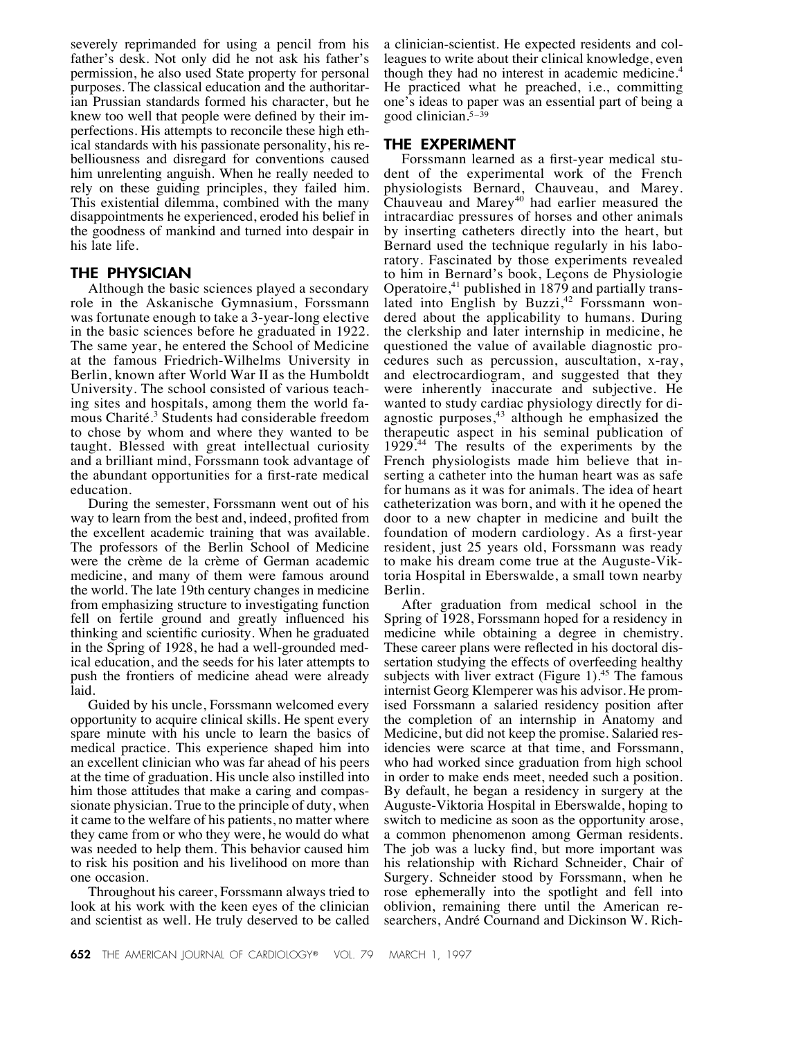severely reprimanded for using a pencil from his father's desk. Not only did he not ask his father's permission, he also used State property for personal purposes. The classical education and the authoritarian Prussian standards formed his character, but he knew too well that people were defined by their imperfections. His attempts to reconcile these high ethical standards with his passionate personality, his rebelliousness and disregard for conventions caused him unrelenting anguish. When he really needed to rely on these guiding principles, they failed him. This existential dilemma, combined with the many disappointments he experienced, eroded his belief in the goodness of mankind and turned into despair in his late life.

## THE PHYSICIAN

Although the basic sciences played a secondary role in the Askanische Gymnasium, Forssmann was fortunate enough to take a 3-year-long elective in the basic sciences before he graduated in 1922. The same year, he entered the School of Medicine at the famous Friedrich-Wilhelms University in Berlin, known after World War II as the Humboldt University. The school consisted of various teaching sites and hospitals, among them the world famous Charité.[3] Students had considerable freedom to chose by whom and where they wanted to be taught. Blessed with great intellectual curiosity and a brilliant mind, Forssmann took advantage of the abundant opportunities for a first-rate medical education.

During the semester, Forssmann went out of his way to learn from the best and, indeed, profited from the excellent academic training that was available. The professors of the Berlin School of Medicine were the crème de la crème of German academic medicine, and many of them were famous around the world. The late 19th century changes in medicine from emphasizing structure to investigating function fell on fertile ground and greatly influenced his thinking and scientific curiosity. When he graduated in the Spring of 1928, he had a well-grounded medical education, and the seeds for his later attempts to push the frontiers of medicine ahead were already laid.

Guided by his uncle, Forssmann welcomed every opportunity to acquire clinical skills. He spent every spare minute with his uncle to learn the basics of medical practice. This experience shaped him into an excellent clinician who was far ahead of his peers at the time of graduation. His uncle also instilled into him those attitudes that make a caring and compassionate physician. True to the principle of duty, when it came to the welfare of his patients, no matter where they came from or who they were, he would do what was needed to help them. This behavior caused him to risk his position and his livelihood on more than one occasion.

Throughout his career, Forssmann always tried to look at his work with the keen eyes of the clinician and scientist as well. He truly deserved to be called a clinician-scientist. He expected residents and colleagues to write about their clinical knowledge, even though they had no interest in academic medicine.[4] He practiced what he preached, i.e., committing one's ideas to paper was an essential part of being a good clinician.[5–39]

## THE EXPERIMENT

Forssmann learned as a first-year medical student of the experimental work of the French physiologists Bernard, Chauveau, and Marey. Chauveau and Marey[40] had earlier measured the intracardiac pressures of horses and other animals by inserting catheters directly into the heart, but Bernard used the technique regularly in his laboratory. Fascinated by those experiments revealed to him in Bernard's book, Leçons de Physiologie Operatoire,[41] published in 1879 and partially translated into English by Buzzi,[42] Forssmann wondered about the applicability to humans. During the clerkship and later internship in medicine, he questioned the value of available diagnostic procedures such as percussion, auscultation, x-ray, and electrocardiogram, and suggested that they were inherently inaccurate and subjective. He wanted to study cardiac physiology directly for diagnostic purposes,[43] although he emphasized the therapeutic aspect in his seminal publication of 1929.[44] The results of the experiments by the French physiologists made him believe that inserting a catheter into the human heart was as safe for humans as it was for animals. The idea of heart catheterization was born, and with it he opened the door to a new chapter in medicine and built the foundation of modern cardiology. As a first-year resident, just 25 years old, Forssmann was ready to make his dream come true at the Auguste-Viktoria Hospital in Eberswalde, a small town nearby Berlin.

After graduation from medical school in the Spring of 1928, Forssmann hoped for a residency in medicine while obtaining a degree in chemistry. These career plans were reflected in his doctoral dissertation studying the effects of overfeeding healthy subjects with liver extract (Figure 1).[45] The famous internist Georg Klemperer was his advisor. He promised Forssmann a salaried residency position after the completion of an internship in Anatomy and Medicine, but did not keep the promise. Salaried residencies were scarce at that time, and Forssmann, who had worked since graduation from high school in order to make ends meet, needed such a position. By default, he began a residency in surgery at the Auguste-Viktoria Hospital in Eberswalde, hoping to switch to medicine as soon as the opportunity arose, a common phenomenon among German residents. The job was a lucky find, but more important was his relationship with Richard Schneider, Chair of Surgery. Schneider stood by Forssmann, when he rose ephemerally into the spotlight and fell into oblivion, remaining there until the American researchers, André Cournand and Dickinson W. Rich-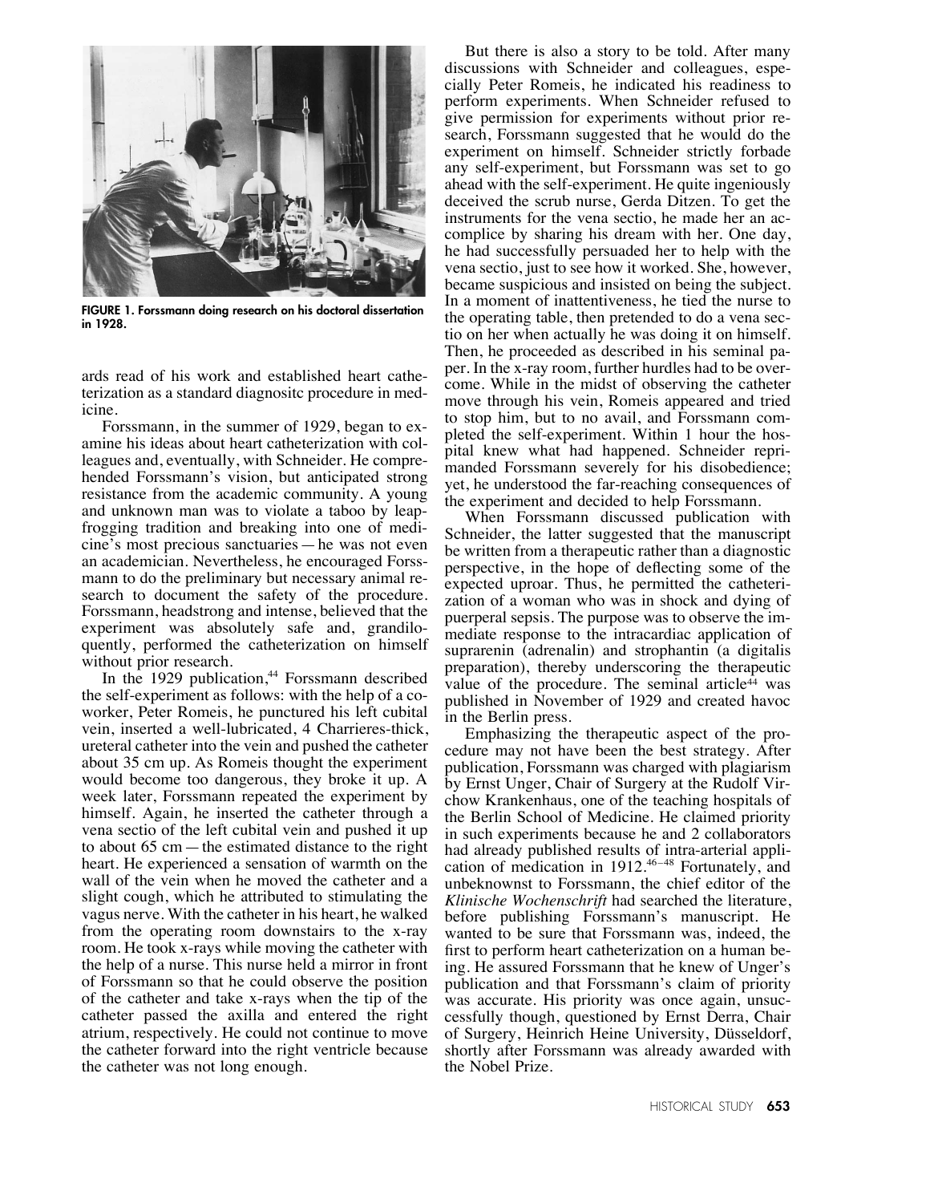FIGURE 1. Forssmann doing research on his doctoral dissertation in 1928.

ards read of his work and established heart catheterization as a standard diagnositc procedure in medicine.

Forssmann, in the summer of 1929, began to examine his ideas about heart catheterization with colleagues and, eventually, with Schneider. He comprehended Forssmann's vision, but anticipated strong resistance from the academic community. A young and unknown man was to violate a taboo by leapfrogging tradition and breaking into one of medicine's most precious sanctuaries — he was not even an academician. Nevertheless, he encouraged Forssmann to do the preliminary but necessary animal research to document the safety of the procedure. Forssmann, headstrong and intense, believed that the experiment was absolutely safe and, grandiloquently, performed the catheterization on himself without prior research.

In the 1929 publication,[44] Forssmann described the self-experiment as follows: with the help of a coworker, Peter Romeis, he punctured his left cubital vein, inserted a well-lubricated, 4 Charrieres-thick, ureteral catheter into the vein and pushed the catheter about 35 cm up. As Romeis thought the experiment would become too dangerous, they broke it up. A week later, Forssmann repeated the experiment by himself. Again, he inserted the catheter through a vena sectio of the left cubital vein and pushed it up to about 65 cm — the estimated distance to the right heart. He experienced a sensation of warmth on the wall of the vein when he moved the catheter and a slight cough, which he attributed to stimulating the vagus nerve. With the catheter in his heart, he walked from the operating room downstairs to the x-ray room. He took x-rays while moving the catheter with the help of a nurse. This nurse held a mirror in front of Forssmann so that he could observe the position of the catheter and take x-rays when the tip of the catheter passed the axilla and entered the right atrium, respectively. He could not continue to move the catheter forward into the right ventricle because the catheter was not long enough.

But there is also a story to be told. After many discussions with Schneider and colleagues, especially Peter Romeis, he indicated his readiness to perform experiments. When Schneider refused to give permission for experiments without prior research, Forssmann suggested that he would do the experiment on himself. Schneider strictly forbade any self-experiment, but Forssmann was set to go ahead with the self-experiment. He quite ingeniously deceived the scrub nurse, Gerda Ditzen. To get the instruments for the vena sectio, he made her an accomplice by sharing his dream with her. One day, he had successfully persuaded her to help with the vena sectio, just to see how it worked. She, however, became suspicious and insisted on being the subject. In a moment of inattentiveness, he tied the nurse to the operating table, then pretended to do a vena sectio on her when actually he was doing it on himself. Then, he proceeded as described in his seminal paper. In the x-ray room, further hurdles had to be overcome. While in the midst of observing the catheter move through his vein, Romeis appeared and tried to stop him, but to no avail, and Forssmann completed the self-experiment. Within 1 hour the hospital knew what had happened. Schneider reprimanded Forssmann severely for his disobedience; yet, he understood the far-reaching consequences of the experiment and decided to help Forssmann.

When Forssmann discussed publication with Schneider, the latter suggested that the manuscript be written from a therapeutic rather than a diagnostic perspective, in the hope of deflecting some of the expected uproar. Thus, he permitted the catheterization of a woman who was in shock and dying of puerperal sepsis. The purpose was to observe the immediate response to the intracardiac application of suprarenin (adrenalin) and strophantin (a digitalis preparation), thereby underscoring the therapeutic value of the procedure. The seminal article[44] was published in November of 1929 and created havoc in the Berlin press.

Emphasizing the therapeutic aspect of the procedure may not have been the best strategy. After publication, Forssmann was charged with plagiarism by Ernst Unger, Chair of Surgery at the Rudolf Virchow Krankenhaus, one of the teaching hospitals of the Berlin School of Medicine. He claimed priority in such experiments because he and 2 collaborators had already published results of intra-arterial application of medication in 1912.[46–48] Fortunately, and unbeknownst to Forssmann, the chief editor of the *Klinische Wochenschrift* had searched the literature, before publishing Forssmann's manuscript. He wanted to be sure that Forssmann was, indeed, the first to perform heart catheterization on a human being. He assured Forssmann that he knew of Unger's publication and that Forssmann's claim of priority was accurate. His priority was once again, unsuccessfully though, questioned by Ernst Derra, Chair of Surgery, Heinrich Heine University, Düsseldorf, shortly after Forssmann was already awarded with the Nobel Prize.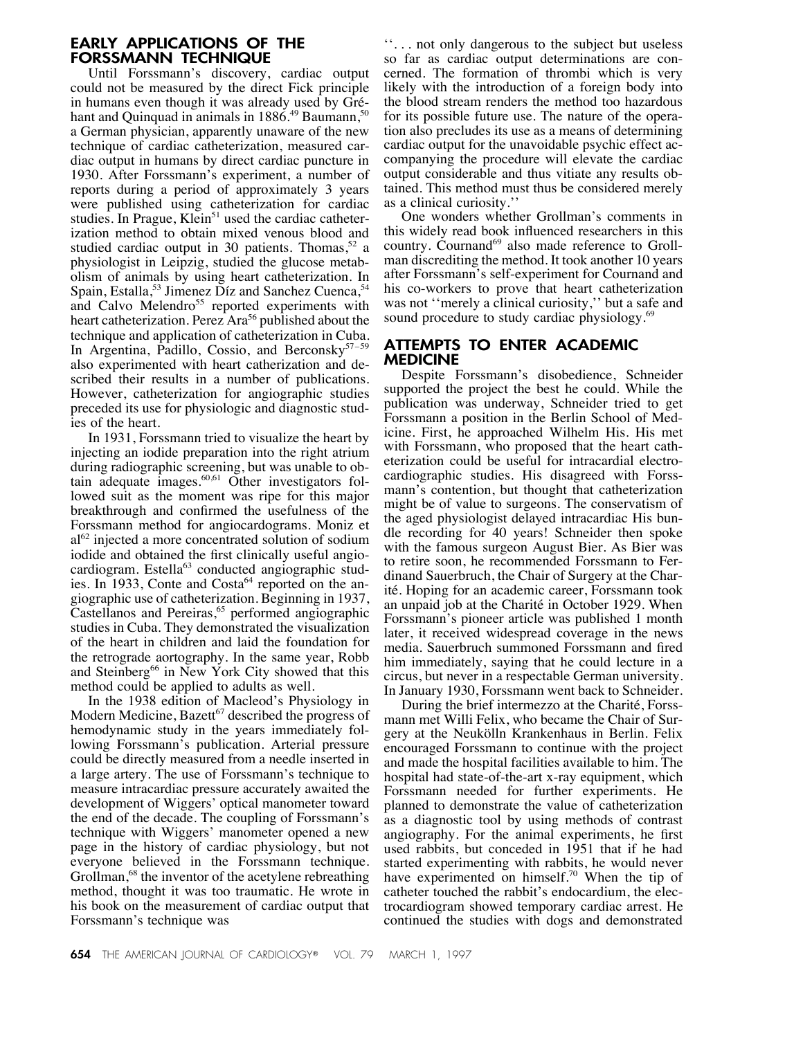## EARLY APPLICATIONS OF THE FORSSMANN TECHNIQUE

Until Forssmann's discovery, cardiac output could not be measured by the direct Fick principle in humans even though it was already used by Gréhant and Quinquad in animals in 1886.[49] Baumann,[50] a German physician, apparently unaware of the new technique of cardiac catheterization, measured cardiac output in humans by direct cardiac puncture in 1930. After Forssmann's experiment, a number of reports during a period of approximately 3 years were published using catheterization for cardiac studies. In Prague, Klein[51] used the cardiac catheterization method to obtain mixed venous blood and studied cardiac output in 30 patients. Thomas,[52] a physiologist in Leipzig, studied the glucose metabolism of animals by using heart catheterization. In Spain, Estalla,[53] Jimenez Díz and Sanchez Cuenca,[54] and Calvo Melendro[55] reported experiments with heart catheterization. Perez Ara[56] published about the technique and application of catheterization in Cuba. In Argentina, Padillo, Cossio, and Berconsky[57–59] also experimented with heart catherization and described their results in a number of publications. However, catheterization for angiographic studies preceded its use for physiologic and diagnostic studies of the heart.

In 1931, Forssmann tried to visualize the heart by injecting an iodide preparation into the right atrium during radiographic screening, but was unable to obtain adequate images.[60,61] Other investigators followed suit as the moment was ripe for this major breakthrough and confirmed the usefulness of the Forssmann method for angiocardograms. Moniz et al[62] injected a more concentrated solution of sodium iodide and obtained the first clinically useful angiocardiogram. Estella[63] conducted angiographic studies. In 1933, Conte and Costa[64] reported on the angiographic use of catheterization. Beginning in 1937, Castellanos and Pereiras,[65] performed angiographic studies in Cuba. They demonstrated the visualization of the heart in children and laid the foundation for the retrograde aortography. In the same year, Robb and Steinberg[66] in New York City showed that this method could be applied to adults as well.

In the 1938 edition of Macleod's Physiology in Modern Medicine, Bazett[67] described the progress of hemodynamic study in the years immediately following Forssmann's publication. Arterial pressure could be directly measured from a needle inserted in a large artery. The use of Forssmann's technique to measure intracardiac pressure accurately awaited the development of Wiggers' optical manometer toward the end of the decade. The coupling of Forssmann's technique with Wiggers' manometer opened a new page in the history of cardiac physiology, but not everyone believed in the Forssmann technique. Grollman,[68] the inventor of the acetylene rebreathing method, thought it was too traumatic. He wrote in his book on the measurement of cardiac output that Forssmann's technique was

''. . . not only dangerous to the subject but useless so far as cardiac output determinations are concerned. The formation of thrombi which is very likely with the introduction of a foreign body into the blood stream renders the method too hazardous for its possible future use. The nature of the operation also precludes its use as a means of determining cardiac output for the unavoidable psychic effect accompanying the procedure will elevate the cardiac output considerable and thus vitiate any results obtained. This method must thus be considered merely as a clinical curiosity.''

One wonders whether Grollman's comments in this widely read book influenced researchers in this country. Cournand[69] also made reference to Grollman discrediting the method. It took another 10 years after Forssmann's self-experiment for Cournand and his co-workers to prove that heart catheterization was not ''merely a clinical curiosity,'' but a safe and sound procedure to study cardiac physiology.[69]

## ATTEMPTS TO ENTER ACADEMIC MEDICINE

Despite Forssmann's disobedience, Schneider supported the project the best he could. While the publication was underway, Schneider tried to get Forssmann a position in the Berlin School of Medicine. First, he approached Wilhelm His. His met with Forssmann, who proposed that the heart catheterization could be useful for intracardial electrocardiographic studies. His disagreed with Forssmann's contention, but thought that catheterization might be of value to surgeons. The conservatism of the aged physiologist delayed intracardiac His bundle recording for 40 years! Schneider then spoke with the famous surgeon August Bier. As Bier was to retire soon, he recommended Forssmann to Ferdinand Sauerbruch, the Chair of Surgery at the Charité. Hoping for an academic career, Forssmann took an unpaid job at the Charité in October 1929. When Forssmann's pioneer article was published 1 month later, it received widespread coverage in the news media. Sauerbruch summoned Forssmann and fired him immediately, saying that he could lecture in a circus, but never in a respectable German university. In January 1930, Forssmann went back to Schneider.

During the brief intermezzo at the Charité, Forssmann met Willi Felix, who became the Chair of Surgery at the Neukölln Krankenhaus in Berlin. Felix encouraged Forssmann to continue with the project and made the hospital facilities available to him. The hospital had state-of-the-art x-ray equipment, which Forssmann needed for further experiments. He planned to demonstrate the value of catheterization as a diagnostic tool by using methods of contrast angiography. For the animal experiments, he first used rabbits, but conceded in 1951 that if he had started experimenting with rabbits, he would never have experimented on himself.[70] When the tip of catheter touched the rabbit's endocardium, the electrocardiogram showed temporary cardiac arrest. He continued the studies with dogs and demonstrated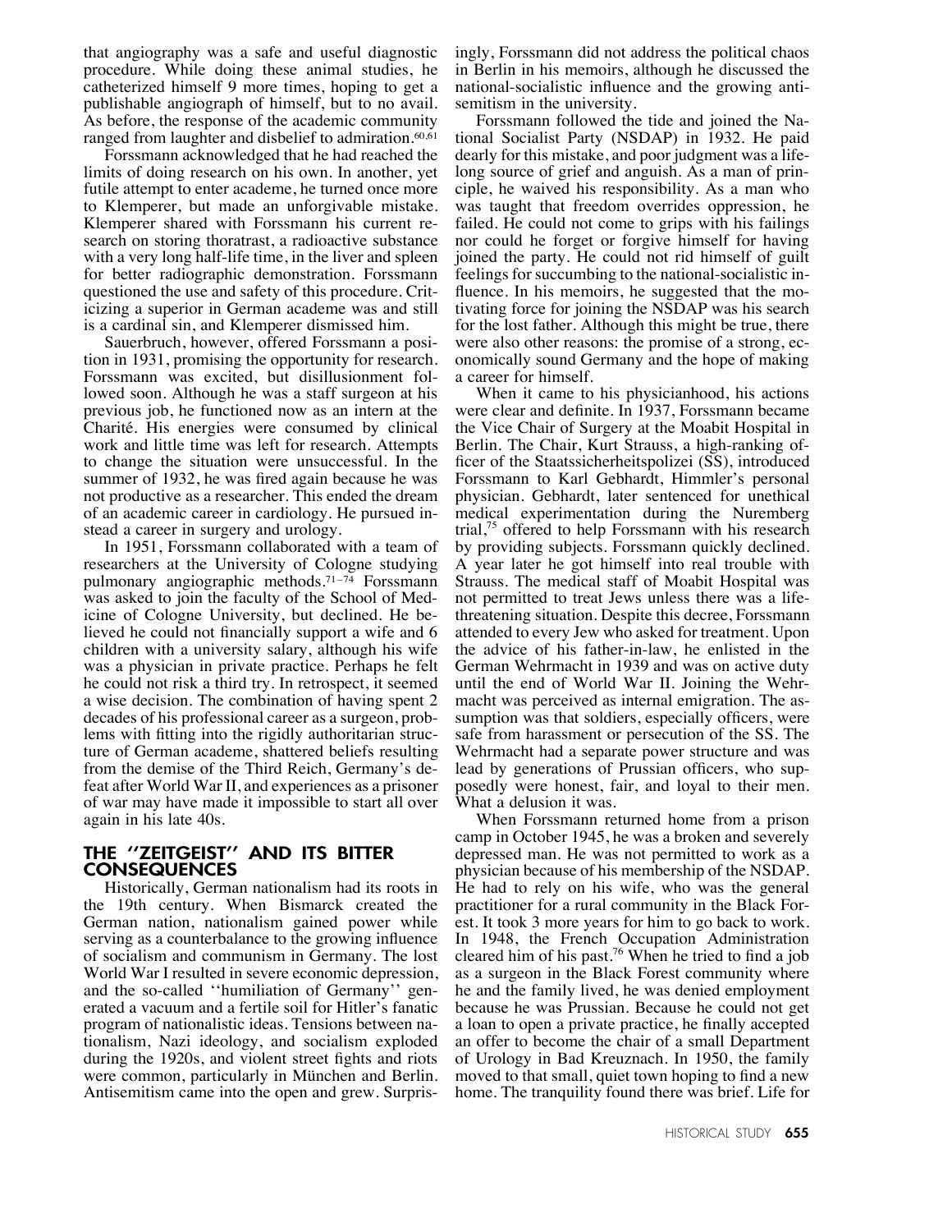that angiography was a safe and useful diagnostic procedure. While doing these animal studies, he catheterized himself 9 more times, hoping to get a publishable angiograph of himself, but to no avail. As before, the response of the academic community ranged from laughter and disbelief to admiration.[60,61]

Forssmann acknowledged that he had reached the limits of doing research on his own. In another, yet futile attempt to enter academe, he turned once more to Klemperer, but made an unforgivable mistake. Klemperer shared with Forssmann his current research on storing thoratrast, a radioactive substance with a very long half-life time, in the liver and spleen for better radiographic demonstration. Forssmann questioned the use and safety of this procedure. Criticizing a superior in German academe was and still is a cardinal sin, and Klemperer dismissed him.

Sauerbruch, however, offered Forssmann a position in 1931, promising the opportunity for research. Forssmann was excited, but disillusionment followed soon. Although he was a staff surgeon at his previous job, he functioned now as an intern at the Charité. His energies were consumed by clinical work and little time was left for research. Attempts to change the situation were unsuccessful. In the summer of 1932, he was fired again because he was not productive as a researcher. This ended the dream of an academic career in cardiology. He pursued instead a career in surgery and urology.

In 1951, Forssmann collaborated with a team of researchers at the University of Cologne studying pulmonary angiographic methods.[71–74] Forssmann was asked to join the faculty of the School of Medicine of Cologne University, but declined. He believed he could not financially support a wife and 6 children with a university salary, although his wife was a physician in private practice. Perhaps he felt he could not risk a third try. In retrospect, it seemed a wise decision. The combination of having spent 2 decades of his professional career as a surgeon, problems with fitting into the rigidly authoritarian structure of German academe, shattered beliefs resulting from the demise of the Third Reich, Germany's defeat after World War II, and experiences as a prisoner of war may have made it impossible to start all over again in his late 40s.

## THE "ZEITGEIST" AND ITS BITTER CONSEQUENCES

Historically, German nationalism had its roots in the 19th century. When Bismarck created the German nation, nationalism gained power while serving as a counterbalance to the growing influence of socialism and communism in Germany. The lost World War I resulted in severe economic depression, and the so-called "humiliation of Germany" generated a vacuum and a fertile soil for Hitler's fanatic program of nationalistic ideas. Tensions between nationalism, Nazi ideology, and socialism exploded during the 1920s, and violent street fights and riots were common, particularly in München and Berlin. Antisemitism came into the open and grew. Surprisingly, Forssmann did not address the political chaos in Berlin in his memoirs, although he discussed the national-socialistic influence and the growing antisemitism in the university.

Forssmann followed the tide and joined the National Socialist Party (NSDAP) in 1932. He paid dearly for this mistake, and poor judgment was a lifelong source of grief and anguish. As a man of principle, he waived his responsibility. As a man who was taught that freedom overrides oppression, he failed. He could not come to grips with his failings nor could he forget or forgive himself for having joined the party. He could not rid himself of guilt feelings for succumbing to the national-socialistic influence. In his memoirs, he suggested that the motivating force for joining the NSDAP was his search for the lost father. Although this might be true, there were also other reasons: the promise of a strong, economically sound Germany and the hope of making a career for himself.

When it came to his physicianhood, his actions were clear and definite. In 1937, Forssmann became the Vice Chair of Surgery at the Moabit Hospital in Berlin. The Chair, Kurt Strauss, a high-ranking officer of the Staatssicherheitspolizei (SS), introduced Forssmann to Karl Gebhardt, Himmler's personal physician. Gebhardt, later sentenced for unethical medical experimentation during the Nuremberg trial,[75] offered to help Forssmann with his research by providing subjects. Forssmann quickly declined. A year later he got himself into real trouble with Strauss. The medical staff of Moabit Hospital was not permitted to treat Jews unless there was a life-threatening situation. Despite this decree, Forssmann attended to every Jew who asked for treatment. Upon the advice of his father-in-law, he enlisted in the German Wehrmacht in 1939 and was on active duty until the end of World War II. Joining the Wehrmacht was perceived as internal emigration. The assumption was that soldiers, especially officers, were safe from harassment or persecution of the SS. The Wehrmacht had a separate power structure and was lead by generations of Prussian officers, who supposedly were honest, fair, and loyal to their men. What a delusion it was.

When Forssmann returned home from a prison camp in October 1945, he was a broken and severely depressed man. He was not permitted to work as a physician because of his membership of the NSDAP. He had to rely on his wife, who was the general practitioner for a rural community in the Black Forest. It took 3 more years for him to go back to work. In 1948, the French Occupation Administration cleared him of his past.[76] When he tried to find a job as a surgeon in the Black Forest community where he and the family lived, he was denied employment because he was Prussian. Because he could not get a loan to open a private practice, he finally accepted an offer to become the chair of a small Department of Urology in Bad Kreuznach. In 1950, the family moved to that small, quiet town hoping to find a new home. The tranquility found there was brief. Life for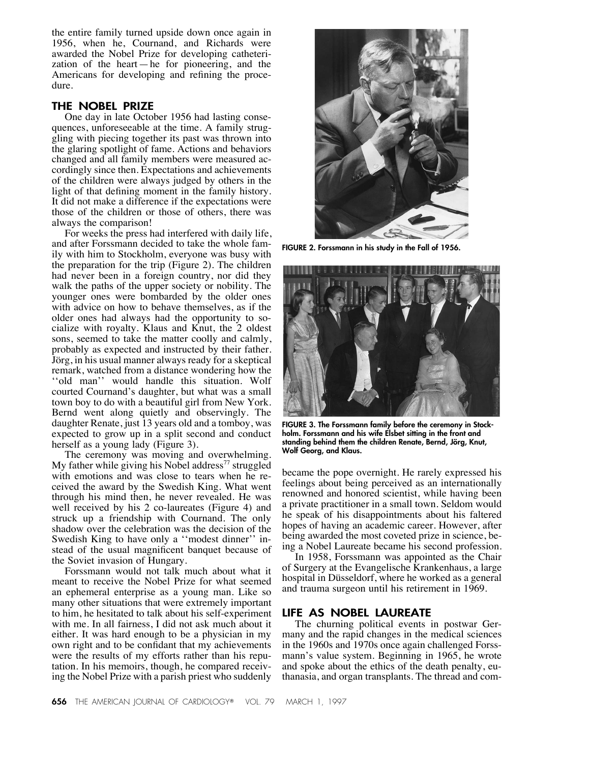the entire family turned upside down once again in 1956, when he, Cournand, and Richards were awarded the Nobel Prize for developing catheterization of the heart — he for pioneering, and the Americans for developing and refining the procedure.

## THE NOBEL PRIZE

One day in late October 1956 had lasting consequences, unforeseeable at the time. A family struggling with piecing together its past was thrown into the glaring spotlight of fame. Actions and behaviors changed and all family members were measured accordingly since then. Expectations and achievements of the children were always judged by others in the light of that defining moment in the family history. It did not make a difference if the expectations were those of the children or those of others, there was always the comparison!

For weeks the press had interfered with daily life, and after Forssmann decided to take the whole family with him to Stockholm, everyone was busy with the preparation for the trip (Figure 2). The children had never been in a foreign country, nor did they walk the paths of the upper society or nobility. The younger ones were bombarded by the older ones with advice on how to behave themselves, as if the older ones had always had the opportunity to socialize with royalty. Klaus and Knut, the 2 oldest sons, seemed to take the matter coolly and calmly, probably as expected and instructed by their father. Jörg, in his usual manner always ready for a skeptical remark, watched from a distance wondering how the ''old man'' would handle this situation. Wolf courted Cournand's daughter, but what was a small town boy to do with a beautiful girl from New York. Bernd went along quietly and observingly. The daughter Renate, just 13 years old and a tomboy, was expected to grow up in a split second and conduct herself as a young lady (Figure 3).

The ceremony was moving and overwhelming. My father while giving his Nobel address[77] struggled with emotions and was close to tears when he received the award by the Swedish King. What went through his mind then, he never revealed. He was well received by his 2 co-laureates (Figure 4) and struck up a friendship with Cournand. The only shadow over the celebration was the decision of the Swedish King to have only a ''modest dinner'' instead of the usual magnificent banquet because of the Soviet invasion of Hungary.

Forssmann would not talk much about what it meant to receive the Nobel Prize for what seemed an ephemeral enterprise as a young man. Like so many other situations that were extremely important to him, he hesitated to talk about his self-experiment with me. In all fairness, I did not ask much about it either. It was hard enough to be a physician in my own right and to be confidant that my achievements were the results of my efforts rather than his reputation. In his memoirs, though, he compared receiving the Nobel Prize with a parish priest who suddenly became the pope overnight. He rarely expressed his feelings about being perceived as an internationally renowned and honored scientist, while having been a private practitioner in a small town. Seldom would he speak of his disappointments about his faltered hopes of having an academic career. However, after being awarded the most coveted prize in science, being a Nobel Laureate became his second profession.

In 1958, Forssmann was appointed as the Chair of Surgery at the Evangelische Krankenhaus, a large hospital in Düsseldorf, where he worked as a general and trauma surgeon until his retirement in 1969.

**FIGURE 2. Forssmann in his study in the Fall of 1956.**

**FIGURE 3. The Forssmann family before the ceremony in Stockholm. Forssmann and his wife Elsbet sitting in the front and standing behind them the children Renate, Bernd, Jörg, Knut, Wolf Georg, and Klaus.**

## LIFE AS NOBEL LAUREATE

The churning political events in postwar Germany and the rapid changes in the medical sciences in the 1960s and 1970s once again challenged Forssmann's value system. Beginning in 1965, he wrote and spoke about the ethics of the death penalty, euthanasia, and organ transplants. The thread and com-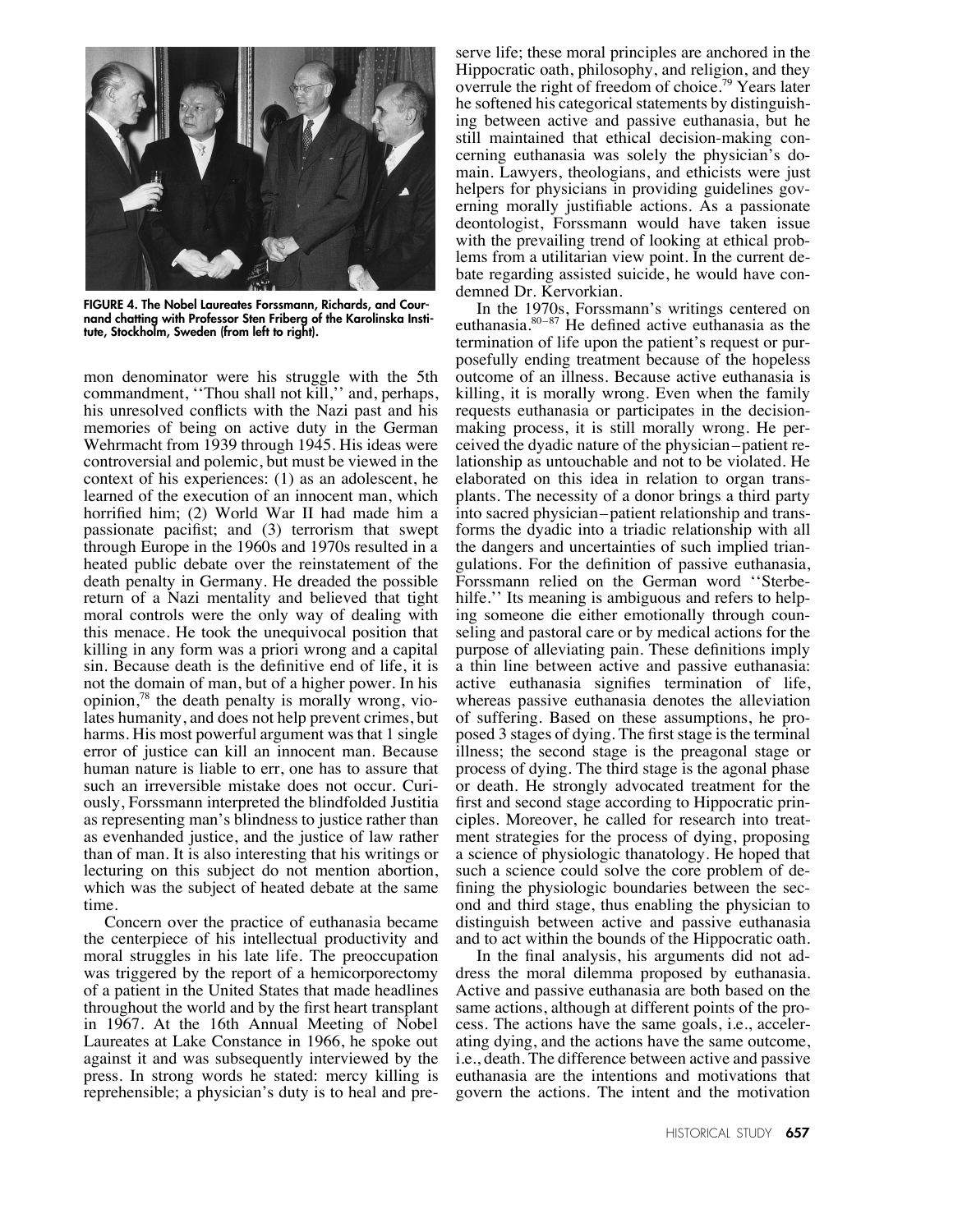FIGURE 4. The Nobel Laureates Forssmann, Richards, and Cournand chatting with Professor Sten Friberg of the Karolinska Institute, Stockholm, Sweden (from left to right).

mon denominator were his struggle with the 5th commandment, ''Thou shall not kill,'' and, perhaps, his unresolved conflicts with the Nazi past and his memories of being on active duty in the German Wehrmacht from 1939 through 1945. His ideas were controversial and polemic, but must be viewed in the context of his experiences: (1) as an adolescent, he learned of the execution of an innocent man, which horrified him; (2) World War II had made him a passionate pacifist; and (3) terrorism that swept through Europe in the 1960s and 1970s resulted in a heated public debate over the reinstatement of the death penalty in Germany. He dreaded the possible return of a Nazi mentality and believed that tight moral controls were the only way of dealing with this menace. He took the unequivocal position that killing in any form was a priori wrong and a capital sin. Because death is the definitive end of life, it is not the domain of man, but of a higher power. In his opinion,[78] the death penalty is morally wrong, violates humanity, and does not help prevent crimes, but harms. His most powerful argument was that 1 single error of justice can kill an innocent man. Because human nature is liable to err, one has to assure that such an irreversible mistake does not occur. Curiously, Forssmann interpreted the blindfolded Justitia as representing man's blindness to justice rather than as evenhanded justice, and the justice of law rather than of man. It is also interesting that his writings or lecturing on this subject do not mention abortion, which was the subject of heated debate at the same time.

Concern over the practice of euthanasia became the centerpiece of his intellectual productivity and moral struggles in his late life. The preoccupation was triggered by the report of a hemicorporectomy of a patient in the United States that made headlines throughout the world and by the first heart transplant in 1967. At the 16th Annual Meeting of Nobel Laureates at Lake Constance in 1966, he spoke out against it and was subsequently interviewed by the press. In strong words he stated: mercy killing is reprehensible; a physician's duty is to heal and preserve life; these moral principles are anchored in the Hippocratic oath, philosophy, and religion, and they overrule the right of freedom of choice.[79] Years later he softened his categorical statements by distinguishing between active and passive euthanasia, but he still maintained that ethical decision-making concerning euthanasia was solely the physician's domain. Lawyers, theologians, and ethicists were just helpers for physicians in providing guidelines governing morally justifiable actions. As a passionate deontologist, Forssmann would have taken issue with the prevailing trend of looking at ethical problems from a utilitarian view point. In the current debate regarding assisted suicide, he would have condemned Dr. Kervorkian.

In the 1970s, Forssmann's writings centered on euthanasia.[80–87] He defined active euthanasia as the termination of life upon the patient's request or purposefully ending treatment because of the hopeless outcome of an illness. Because active euthanasia is killing, it is morally wrong. Even when the family requests euthanasia or participates in the decision-making process, it is still morally wrong. He perceived the dyadic nature of the physician–patient relationship as untouchable and not to be violated. He elaborated on this idea in relation to organ transplants. The necessity of a donor brings a third party into sacred physician–patient relationship and transforms the dyadic into a triadic relationship with all the dangers and uncertainties of such implied triangulations. For the definition of passive euthanasia, Forssmann relied on the German word ''Sterbehilfe.'' Its meaning is ambiguous and refers to helping someone die either emotionally through counseling and pastoral care or by medical actions for the purpose of alleviating pain. These definitions imply a thin line between active and passive euthanasia: active euthanasia signifies termination of life, whereas passive euthanasia denotes the alleviation of suffering. Based on these assumptions, he proposed 3 stages of dying. The first stage is the terminal illness; the second stage is the preagonal stage or process of dying. The third stage is the agonal phase or death. He strongly advocated treatment for the first and second stage according to Hippocratic principles. Moreover, he called for research into treatment strategies for the process of dying, proposing a science of physiologic thanatology. He hoped that such a science could solve the core problem of defining the physiologic boundaries between the second and third stage, thus enabling the physician to distinguish between active and passive euthanasia and to act within the bounds of the Hippocratic oath.

In the final analysis, his arguments did not address the moral dilemma proposed by euthanasia. Active and passive euthanasia are both based on the same actions, although at different points of the process. The actions have the same goals, i.e., accelerating dying, and the actions have the same outcome, i.e., death. The difference between active and passive euthanasia are the intentions and motivations that govern the actions. The intent and the motivation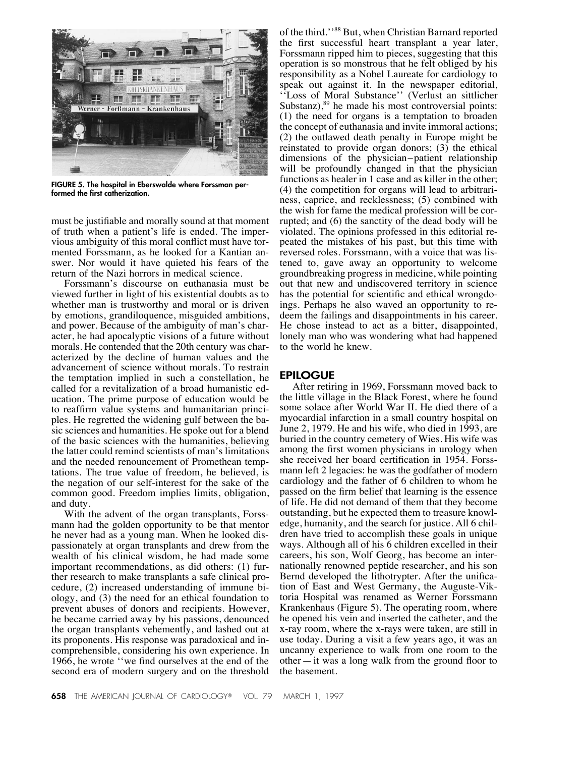FIGURE 5. The hospital in Eberswalde where Forssman performed the first catheterization.

must be justifiable and morally sound at that moment of truth when a patient's life is ended. The impervious ambiguity of this moral conflict must have tormented Forssmann, as he looked for a Kantian answer. Nor would it have quieted his fears of the return of the Nazi horrors in medical science.

Forssmann's discourse on euthanasia must be viewed further in light of his existential doubts as to whether man is trustworthy and moral or is driven by emotions, grandiloquence, misguided ambitions, and power. Because of the ambiguity of man's character, he had apocalyptic visions of a future without morals. He contended that the 20th century was characterized by the decline of human values and the advancement of science without morals. To restrain the temptation implied in such a constellation, he called for a revitalization of a broad humanistic education. The prime purpose of education would be to reaffirm value systems and humanitarian principles. He regretted the widening gulf between the basic sciences and humanities. He spoke out for a blend of the basic sciences with the humanities, believing the latter could remind scientists of man's limitations and the needed renouncement of Promethean temptations. The true value of freedom, he believed, is the negation of our self-interest for the sake of the common good. Freedom implies limits, obligation, and duty.

With the advent of the organ transplants, Forssmann had the golden opportunity to be that mentor he never had as a young man. When he looked dispassionately at organ transplants and drew from the wealth of his clinical wisdom, he had made some important recommendations, as did others: (1) further research to make transplants a safe clinical procedure, (2) increased understanding of immune biology, and (3) the need for an ethical foundation to prevent abuses of donors and recipients. However, he became carried away by his passions, denounced the organ transplants vehemently, and lashed out at its proponents. His response was paradoxical and incomprehensible, considering his own experience. In 1966, he wrote "we find ourselves at the end of the second era of modern surgery and on the threshold of the third."[88] But, when Christian Barnard reported the first successful heart transplant a year later, Forssmann ripped him to pieces, suggesting that this operation is so monstrous that he felt obliged by his responsibility as a Nobel Laureate for cardiology to speak out against it. In the newspaper editorial, "Loss of Moral Substance" (Verlust an sittlicher Substanz),[89] he made his most controversial points: (1) the need for organs is a temptation to broaden the concept of euthanasia and invite immoral actions; (2) the outlawed death penalty in Europe might be reinstated to provide organ donors; (3) the ethical dimensions of the physician–patient relationship will be profoundly changed in that the physician functions as healer in 1 case and as killer in the other; (4) the competition for organs will lead to arbitrariness, caprice, and recklessness; (5) combined with the wish for fame the medical profession will be corrupted; and (6) the sanctity of the dead body will be violated. The opinions professed in this editorial repeated the mistakes of his past, but this time with reversed roles. Forssmann, with a voice that was listened to, gave away an opportunity to welcome groundbreaking progress in medicine, while pointing out that new and undiscovered territory in science has the potential for scientific and ethical wrongdoings. Perhaps he also waved an opportunity to redeem the failings and disappointments in his career. He chose instead to act as a bitter, disappointed, lonely man who was wondering what had happened to the world he knew.

## EPILOGUE

After retiring in 1969, Forssmann moved back to the little village in the Black Forest, where he found some solace after World War II. He died there of a myocardial infarction in a small country hospital on June 2, 1979. He and his wife, who died in 1993, are buried in the country cemetery of Wies. His wife was among the first women physicians in urology when she received her board certification in 1954. Forssmann left 2 legacies: he was the godfather of modern cardiology and the father of 6 children to whom he passed on the firm belief that learning is the essence of life. He did not demand of them that they become outstanding, but he expected them to treasure knowledge, humanity, and the search for justice. All 6 children have tried to accomplish these goals in unique ways. Although all of his 6 children excelled in their careers, his son, Wolf Georg, has become an internationally renowned peptide researcher, and his son Bernd developed the lithotrypter. After the unification of East and West Germany, the Auguste-Viktoria Hospital was renamed as Werner Forssmann Krankenhaus (Figure 5). The operating room, where he opened his vein and inserted the catheter, and the x-ray room, where the x-rays were taken, are still in use today. During a visit a few years ago, it was an uncanny experience to walk from one room to the other — it was a long walk from the ground floor to the basement.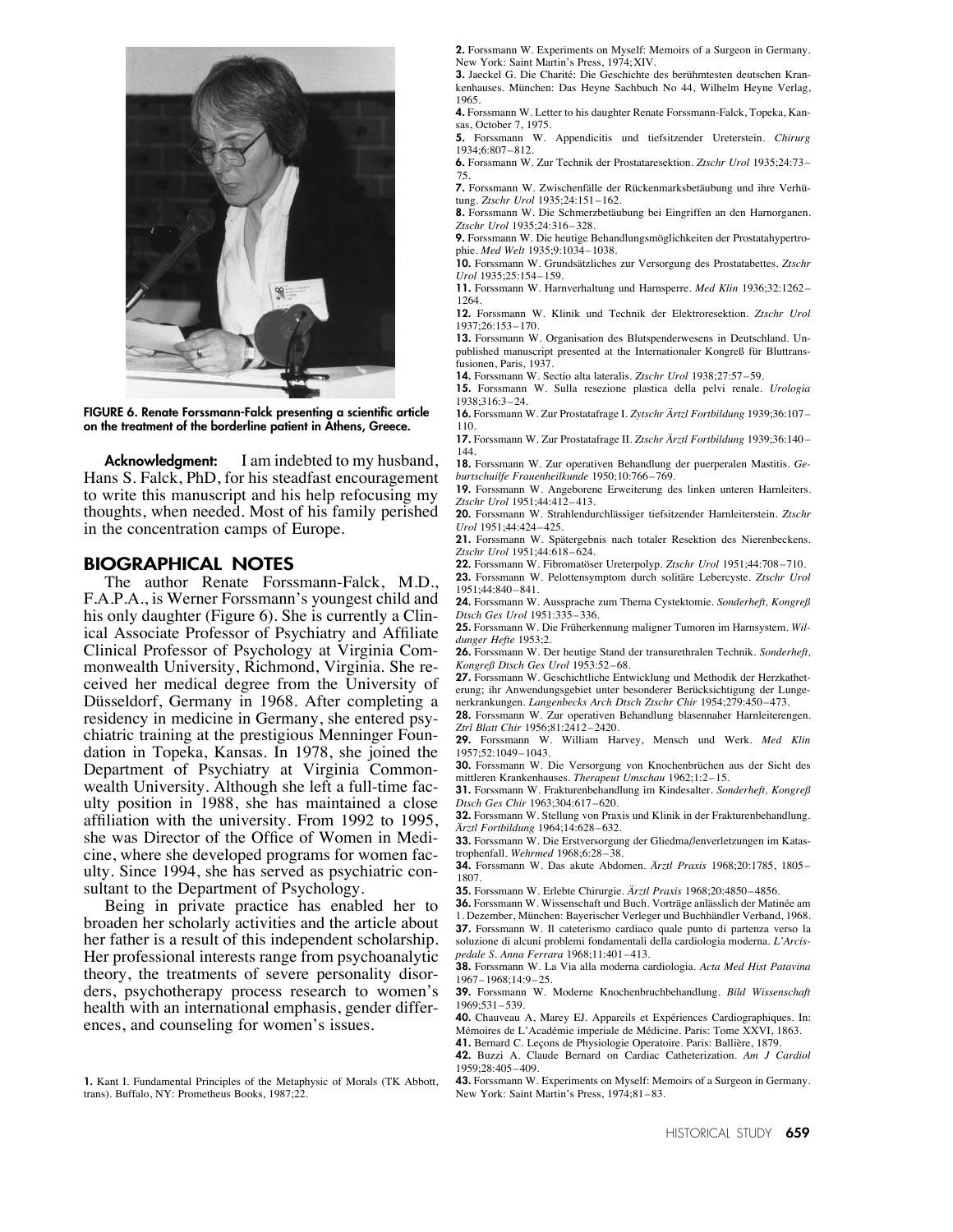FIGURE 6. Renate Forssmann-Falck presenting a scientific article on the treatment of the borderline patient in Athens, Greece.

**Acknowledgment:** I am indebted to my husband, Hans S. Falck, PhD, for his steadfast encouragement to write this manuscript and his help refocusing my thoughts, when needed. Most of his family perished in the concentration camps of Europe.

## BIOGRAPHICAL NOTES

The author Renate Forssmann-Falck, M.D., F.A.P.A., is Werner Forssmann's youngest child and his only daughter (Figure 6). She is currently a Clinical Associate Professor of Psychiatry and Affiliate Clinical Professor of Psychology at Virginia Commonwealth University, Richmond, Virginia. She received her medical degree from the University of Düsseldorf, Germany in 1968. After completing a residency in medicine in Germany, she entered psychiatric training at the prestigious Menninger Foundation in Topeka, Kansas. In 1978, she joined the Department of Psychiatry at Virginia Commonwealth University. Although she left a full-time faculty position in 1988, she has maintained a close affiliation with the university. From 1992 to 1995, she was Director of the Office of Women in Medicine, where she developed programs for women faculty. Since 1994, she has served as psychiatric consultant to the Department of Psychology.

Being in private practice has enabled her to broaden her scholarly activities and the article about her father is a result of this independent scholarship. Her professional interests range from psychoanalytic theory, the treatments of severe personality disorders, psychotherapy process research to women's health with an international emphasis, gender differences, and counseling for women's issues.

**1.** Kant I. Fundamental Principles of the Metaphysic of Morals (TK Abbott, trans). Buffalo, NY: Prometheus Books, 1987;22.

**2.** Forssmann W. Experiments on Myself: Memoirs of a Surgeon in Germany. New York: Saint Martin's Press, 1974;XIV.

**3.** Jaeckel G. Die Charité: Die Geschichte des berühmtesten deutschen Krankenhauses. München: Das Heyne Sachbuch No 44, Wilhelm Heyne Verlag, 1965.

**4.** Forssmann W. Letter to his daughter Renate Forssmann-Falck, Topeka, Kansas, October 7, 1975.

**5.** Forssmann W. Appendicitis und tiefsitzender Ureterstein. *Chirurg* 1934;6:807–812.

**6.** Forssmann W. Zur Technik der Prostataresektion. *Ztschr Urol* 1935;24:73–75.

**7.** Forssmann W. Zwischenfälle der Rückenmarksbetäubung und ihre Verhütung. *Ztschr Urol* 1935;24:151–162.

**8.** Forssmann W. Die Schmerzbetäubung bei Eingriffen an den Harnorganen. *Ztschr Urol* 1935;24:316–328.

**9.** Forssmann W. Die heutige Behandlungsmöglichkeiten der Prostatahypertrophie. *Med Welt* 1935;9:1034–1038.

**10.** Forssmann W. Grundsätzliches zur Versorgung des Prostatabettes. *Ztschr Urol* 1935;25:154–159.

**11.** Forssmann W. Harnverhaltung und Harnsperre. *Med Klin* 1936;32:1262–1264.

**12.** Forssmann W. Klinik und Technik der Elektroresektion. *Ztschr Urol* 1937;26:153–170.

**13.** Forssmann W. Organisation des Blutspenderwesens in Deutschland. Unpublished manuscript presented at the Internationaler Kongreß für Bluttransfusionen, Paris, 1937.

**14.** Forssmann W. Sectio alta lateralis. *Ztschr Urol* 1938;27:57–59.

**15.** Forssmann W. Sulla resezione plastica della pelvi renale. *Urologia* 1938;316:3–24.

**16.** Forssmann W. Zur Prostatafrage I. *Zytschr Ärtzl Fortbildung* 1939;36:107–110.

**17.** Forssmann W. Zur Prostatafrage II. *Ztschr Ärztl Fortbildung* 1939;36:140–144.

**18.** Forssmann W. Zur operativen Behandlung der puerperalen Mastitis. *Geburtschuilfe Frauenheilkunde* 1950;10:766–769.

**19.** Forssmann W. Angeborene Erweiterung des linken unteren Harnleiters. *Ztschr Urol* 1951;44:412–413.

**20.** Forssmann W. Strahlendurchlässiger tiefsitzender Harnleiterstein. *Ztschr Urol* 1951;44:424–425.

**21.** Forssmann W. Spätergebnis nach totaler Resektion des Nierenbeckens. *Ztschr Urol* 1951;44:618–624.

**22.** Forssmann W. Fibromatöser Ureterpolyp. *Ztschr Urol* 1951;44:708–710.

**23.** Forssmann W. Pelottensymptom durch solitäre Lebercyste. *Ztschr Urol* 1951;44:840–841.

**24.** Forssmann W. Aussprache zum Thema Cystektomie. *Sonderheft, Kongreß Dtsch Ges Urol* 1951:335–336.

**25.** Forssmann W. Die Früherkennung maligner Tumoren im Harnsystem. *Wildunger Hefte* 1953;2.

**26.** Forssmann W. Der heutige Stand der transurethralen Technik. *Sonderheft, Kongreß Dtsch Ges Urol* 1953:52–68.

**27.** Forssmann W. Geschichtliche Entwicklung und Methodik der Herzkatheterung; ihr Anwendungsgebiet unter besonderer Berücksichtigung der Lungenerkrankungen. *Langenbecks Arch Dtsch Ztschr Chir* 1954;279:450–473.

**28.** Forssmann W. Zur operativen Behandlung blasennaher Harnleiterengen. *Ztrl Blatt Chir* 1956;81:2412–2420.

**29.** Forssmann W. William Harvey, Mensch und Werk. *Med Klin* 1957;52:1049–1043.

**30.** Forssmann W. Die Versorgung von Knochenbrüchen aus der Sicht des mittleren Krankenhauses. *Therapeut Umschau* 1962;1:2–15.

**31.** Forssmann W. Frakturenbehandlung im Kindesalter. *Sonderheft, Kongreß Dtsch Ges Chir* 1963;304:617–620.

**32.** Forssmann W. Stellung von Praxis und Klinik in der Frakturenbehandlung. *Ärztl Fortbildung* 1964;14:628–632.

**33.** Forssmann W. Die Erstversorgung der Gliedmaβenverletzungen im Katastrophenfall. *Wehrmed* 1968;6:28–38.

**34.** Forssmann W. Das akute Abdomen. *Ärztl Praxis* 1968;20:1785, 1805–1807.

**35.** Forssmann W. Erlebte Chirurgie. *Ärztl Praxis* 1968;20:4850–4856.

**36.** Forssmann W. Wissenschaft und Buch. Vorträge anlässlich der Matinée am 1. Dezember, München: Bayerischer Verleger und Buchhändler Verband, 1968.

**37.** Forssmann W. Il cateterismo cardiaco quale punto di partenza verso la soluzione di alcuni problemi fondamentali della cardiologia moderna. *L'Arcispedale S. Anna Ferrara* 1968;11:401–413.

**38.** Forssmann W. La Via alla moderna cardiologia. *Acta Med Hist Patavina* 1967–1968;14:9–25.

**39.** Forssmann W. Moderne Knochenbruchbehandlung. *Bild Wissenschaft* 1969;531–539.

**40.** Chauveau A, Marey EJ. Appareils et Expériences Cardiographiques. In: Mémoires de L'Académie imperiale de Médicine. Paris: Tome XXVI, 1863.

**41.** Bernard C. Leçons de Physiologie Operatoire. Paris: Ballière, 1879.

**42.** Buzzi A. Claude Bernard on Cardiac Catheterization. *Am J Cardiol* 1959;28:405–409.

**43.** Forssmann W. Experiments on Myself: Memoirs of a Surgeon in Germany. New York: Saint Martin's Press, 1974;81–83.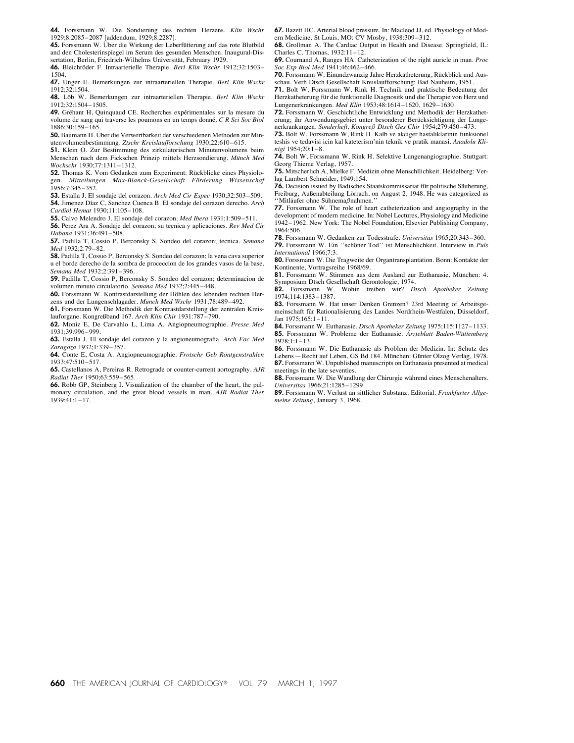**44.** Forssmann W. Die Sondierung des rechten Herzens. *Klin Wschr* 1929;8:2085–2087 [addendum, 1929;8:2287].

**45.** Forssmann W. Über die Wirkung der Leberfütterung auf das rote Blutbild and den Cholesterinspiegel im Serum des gesunden Menschen. Inaugural-Dissertation, Berlin, Friedrich-Wilhelms Universität, February 1929.

**46.** Bleichröder F. Intraarterielle Therapie. *Berl Klin Wschr* 1912;32:1503–1504.

**47.** Unger E. Bemerkungen zur intraarteriellen Therapie. *Berl Klin Wschr* 1912;32:1504.

**48.** Löb W. Bemerkungen zur intraarteriellen Therapie. *Berl Klin Wschr* 1912;32:1504–1505.

**49.** Gréhant H, Quinquaud CE. Recherches expérimentales sur la mesure du volume de sang qui traverse les poumons en un temps donné. *C R Sci Soc Biol* 1886;30:159–165.

**50.** Baumann H. Über die Verwertbarkeit der verschiedenen Methoden zur Minutenvolumenbestimmung. *Ztschr Kreislaufforschung* 1930;22:610–615.

**51.** Klein O. Zur Bestimmung des zirkulatorischen Minutenvolumens beim Menschen nach dem Fickschen Prinzip mittels Herzsondierung. *Münch Med Wochschr* 1930;77:1311–1312.

**52.** Thomas K. Vom Gedanken zum Experiment: Rückblicke eines Physiologen. *Mitteilungen Max-Blanck-Gesellschaft Förderung Wissenschaf* 1956;7:345–352.

**53.** Estalla J. El sondaje del corazon. *Arch Med Cir Espec* 1930;32:503–509.

**54.** Jimenez Díaz C, Sanchez Cuenca B. El sondaje del corazon derecho. *Arch Cardiol Hemat* 1930;11:105–108.

**55.** Calvo Melendro J. El sondaje del corazon. *Med Ibera* 1931;1:509–511.

**56.** Perez Ara A. Sondaje del corazon; su tecnica y aplicaciones. *Rev Med Cir Habana* 1931;36:491–508.

**57.** Padilla T, Cossio P, Berconsky S. Sondeo del corazon; tecnica. *Semana Med* 1932;2:79–82.

**58.** Padilla T, Cossio P, Berconsky S. Sondeo del corazon; la vena cava superior u el borde derecho de la sombra de proceccion de los grandes vasos de la base. *Semana Med* 1932;2:391–396.

**59.** Padilla T, Cossio P, Berconsky S. Sondeo del corazon; determinacion de volumen minuto circulatorio. *Semana Med* 1932;2:445–448.

**60.** Forssmann W. Kontrastdarstellung der Höhlen des lebenden rechten Herzens und der Lungenschlagader. *Münch Med Wschr* 1931;78:489–492.

**61.** Forssmann W. Die Methodik der Kontrastdarstellung der zentralen Kreislauforgane. Kongreßband 167. *Arch Klin Chir* 1931:787–790.

**62.** Moniz E, De Carvahlo L, Lima A. Angiopneumographie. *Presse Med* 1931;39:996–999.

**63.** Estalla J. El sondaje del corazon y la angioneumografia. *Arch Fac Med Zaragoza* 1932;1:339–357.

**64.** Conte E, Costa A. Angiopneumographie. *Frotschr Geb Röntgenstrahlen* 1933;47:510–517.

**65.** Castellanos A, Pereiras R. Retrograde or counter-current aortography. *AJR Radiat Ther* 1950;63:559–565.

**66.** Robb GP, Steinberg I. Visualization of the chamber of the heart, the pulmonary circulation, and the great blood vessels in man. *AJR Radiat Ther* 1939;41:1–17.

**67.** Bazett HC. Arterial blood pressure. In: Macleod JJ, ed. Physiology of Modern Medicine. St Louis, MO: CV Mosby, 1938:309–312.

**68.** Grollman A. The Cardiac Output in Health and Disease. Springfield, IL: Charles C. Thomas, 1932:11–12.

**69.** Cournand A, Ranges HA. Catheterization of the right auricle in man. *Proc Soc Exp Biol Med* 1941;46:462–466.

**70.** Forssmann W. Einundzwanzig Jahre Herzkatheterung, Rückblick und Ausschau. Verh Dtsch Gesellschaft Kreislaufforschung: Bad Nauheim, 1951.

**71.** Bolt W, Forssmann W, Rink H. Technik und praktische Bedeutung der Herzkatheterung für die funktionelle Diagnositk und die Therapie von Herz und Lungenerkrankungen. *Med Klin* 1953;48:1614–1620, 1629–1630.

**72.** Forssmann W. Geschichtliche Entwicklung und Methodik der Herzkatheterung; ihr Anwendungsgebiet unter besonderer Berücksichtigung der Lungenerkrankungen. *Sonderheft, Kongreβ Dtsch Ges Chir* 1954;279:450–473.

**73.** Bolt W, Forssmann W, Rink H. Kalb ve akciger hastaliklarinin funksionel teshis ve tedavisi icin kal kateterism'nin teknik ve pratik manasi. *Anadolu Klinigi* 1954;20:1–8.

**74.** Bolt W, Forssmann W, Rink H. Selektive Lungenangiographie. Stuttgart: Georg Thieme Verlag, 1957.

**75.** Mitscherlich A, Mielke F. Medizin ohne Menschllichkeit. Heidelberg: Verlag Lambert Schneider, 1949:154.

**76.** Decision issued by Badisches Staatskommissariat für politische Säuberung, Freiburg, Außenabteilung Lörrach, on August 2, 1948. He was categorized as "Mitläufer ohne Sühnemaβnahmen."

**77.** Forssmann W. The role of heart catheterization and angiography in the development of modern medicine. In: Nobel Lectures, Physiology and Medicine 1942–1962. New York: The Nobel Foundation, Elsevier Publishing Company, 1964:506.

**78.** Forssmann W. Gedanken zur Todesstrafe. *Universitas* 1965;20:343–360.

**79.** Forssmann W. Ein "schöner Tod" ist Menschlichkeit. Interview in *Puls International* 1966;7:3.

**80.** Forssmann W. Die Tragweite der Organtransplantation. Bonn: Kontakte der Kontinente, Vortragsreihe 1968/69.

**81.** Forssmann W. Stimmen aus dem Ausland zur Euthanasie. München: 4. Symposium Dtsch Gesellschaft Gerontologie, 1974.

**82.** Forssmann W. Wohin treiben wir? *Dtsch Apotheker Zeitung* 1974;114:1383–1387.

**83.** Forssmann W. Hat unser Denken Grenzen? 23rd Meeting of Arbeitsgemeinschaft für Rationalisierung des Landes Nordrhein-Westfalen, Düsseldorf, Jan 1975;165:1–11.

**84.** Forssmann W. Euthanasie. *Dtsch Apotheker Zeitung* 1975;115:1127–1133.

**85.** Forssmann W. Probleme der Euthanasie. *Ärzteblatt Baden-Wüttemberg* 1978;1:1–13.

**86.** Forssmann W. Die Euthanasie als Problem der Medizin. In: Schutz des Lebens — Recht auf Leben, GS Bd 184. München: Günter Olzog Verlag, 1978.

**87.** Forssmann W. Unpublished manuscripts on Euthanasia presented at medical meetings in the late seventies.

**88.** Forssmann W. Die Wandlung der Chirurgie während eines Menschenalters. *Universitas* 1966;21:1285–1299.

**89.** Forssmann W. Verlust an sittlicher Substanz. Editorial. *Frankfurter Allgemeine Zeitung*, January 3, 1968.